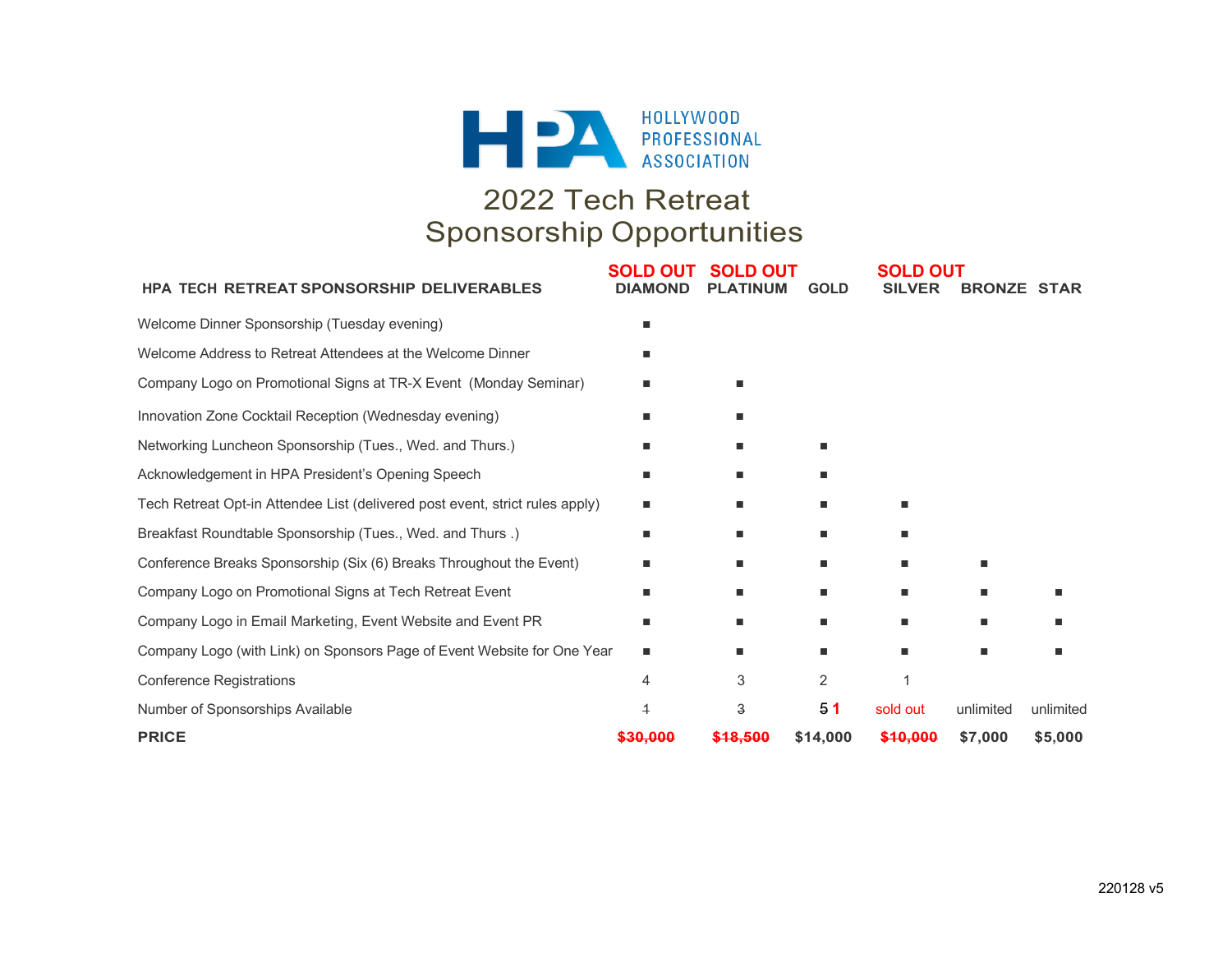HOLLYWOOD PROFESSIONAL ASSOCIATION

# 2022 Tech Retreat
# Sponsorship Opportunities

| HPA TECH RETREAT SPONSORSHIP DELIVERABLES | SOLD OUT DIAMOND | SOLD OUT PLATINUM | GOLD | SOLD OUT SILVER | BRONZE | STAR |
|---|---|---|---|---|---|---|
| Welcome Dinner Sponsorship (Tuesday evening) | ■ | | | | | |
| Welcome Address to Retreat Attendees at the Welcome Dinner | ■ | | | | | |
| Company Logo on Promotional Signs at TR-X Event (Monday Seminar) | ■ | ■ | | | | |
| Innovation Zone Cocktail Reception (Wednesday evening) | ■ | ■ | | | | |
| Networking Luncheon Sponsorship (Tues., Wed. and Thurs.) | ■ | ■ | ■ | | | |
| Acknowledgement in HPA President's Opening Speech | ■ | ■ | ■ | | | |
| Tech Retreat Opt-in Attendee List (delivered post event, strict rules apply) | ■ | ■ | ■ | ■ | | |
| Breakfast Roundtable Sponsorship (Tues., Wed. and Thurs .) | ■ | ■ | ■ | ■ | | |
| Conference Breaks Sponsorship (Six (6) Breaks Throughout the Event) | ■ | ■ | ■ | ■ | ■ | |
| Company Logo on Promotional Signs at Tech Retreat Event | ■ | ■ | ■ | ■ | ■ | ■ |
| Company Logo in Email Marketing, Event Website and Event PR | ■ | ■ | ■ | ■ | ■ | ■ |
| Company Logo (with Link) on Sponsors Page of Event Website for One Year | ■ | ■ | ■ | ■ | ■ | ■ |
| Conference Registrations | 4 | 3 | 2 | 1 | | |
| Number of Sponsorships Available | ~~1~~ | ~~3~~ | ~~5~~ 1 | sold out | unlimited | unlimited |
| **PRICE** | ~~**$30,000**~~ | ~~**$18,500**~~ | **$14,000** | ~~**$10,000**~~ | **$7,000** | **$5,000** |

220128 v5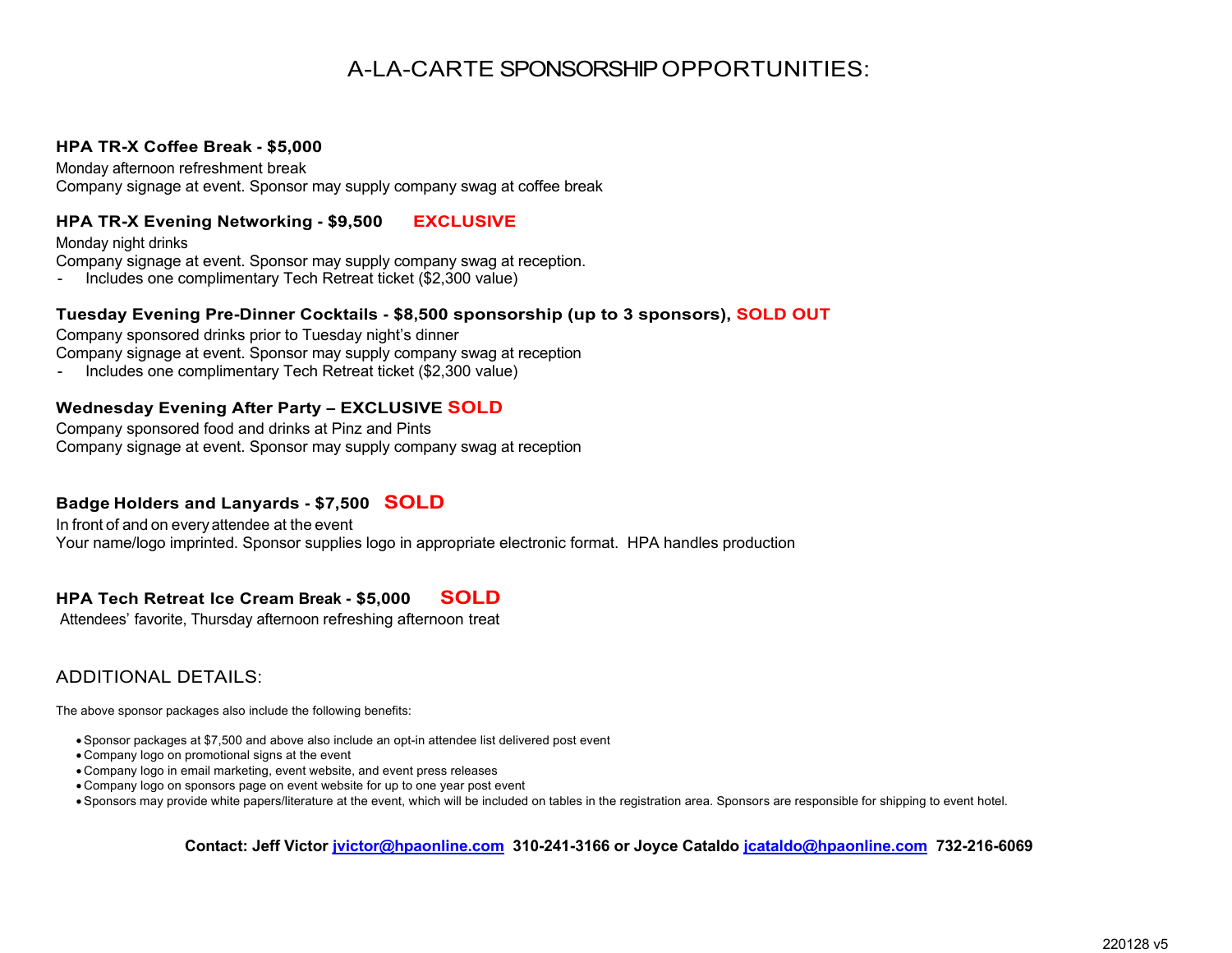# A-LA-CARTE SPONSORSHIP OPPORTUNITIES:

**HPA TR-X Coffee Break - $5,000**

Monday afternoon refreshment break
Company signage at event. Sponsor may supply company swag at coffee break

**HPA TR-X Evening Networking - $9,500 EXCLUSIVE**

Monday night drinks
Company signage at event. Sponsor may supply company swag at reception.

- Includes one complimentary Tech Retreat ticket ($2,300 value)

**Tuesday Evening Pre-Dinner Cocktails - $8,500 sponsorship (up to 3 sponsors), SOLD OUT**

Company sponsored drinks prior to Tuesday night's dinner
Company signage at event. Sponsor may supply company swag at reception

- Includes one complimentary Tech Retreat ticket ($2,300 value)

**Wednesday Evening After Party – EXCLUSIVE SOLD**

Company sponsored food and drinks at Pinz and Pints
Company signage at event. Sponsor may supply company swag at reception

**Badge Holders and Lanyards - $7,500 SOLD**

In front of and on every attendee at the event
Your name/logo imprinted. Sponsor supplies logo in appropriate electronic format. HPA handles production

**HPA Tech Retreat Ice Cream Break - $5,000 SOLD**

Attendees' favorite, Thursday afternoon refreshing afternoon treat

## ADDITIONAL DETAILS:

The above sponsor packages also include the following benefits:

- Sponsor packages at $7,500 and above also include an opt-in attendee list delivered post event
- Company logo on promotional signs at the event
- Company logo in email marketing, event website, and event press releases
- Company logo on sponsors page on event website for up to one year post event
- Sponsors may provide white papers/literature at the event, which will be included on tables in the registration area. Sponsors are responsible for shipping to event hotel.

**Contact: Jeff Victor jvictor@hpaonline.com 310-241-3166 or Joyce Cataldo jcataldo@hpaonline.com 732-216-6069**

220128 v5